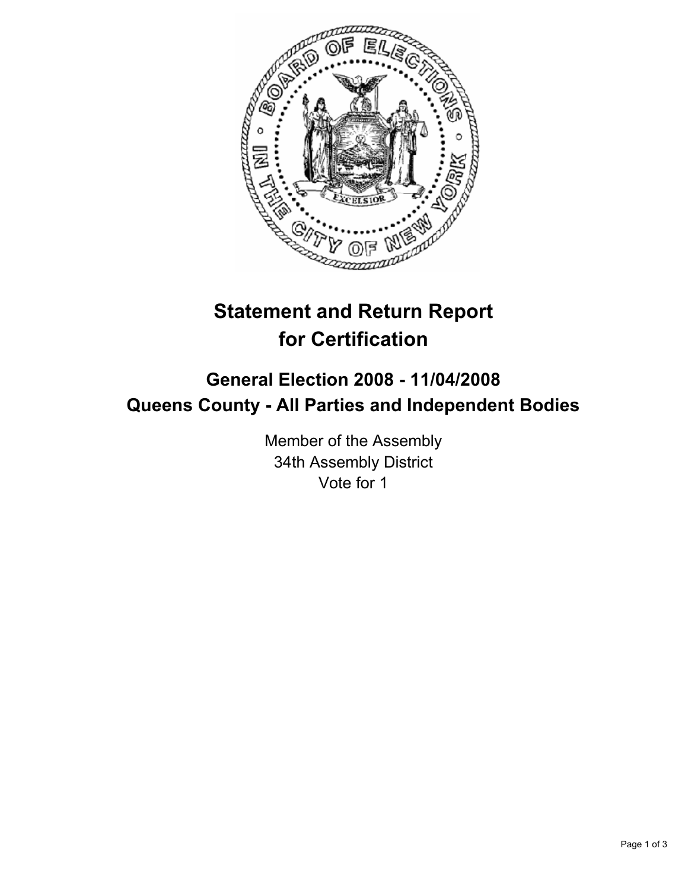# Statement and Return Report for Certification

## General Election 2008 - 11/04/2008
## Queens County - All Parties and Independent Bodies

Member of the Assembly
34th Assembly District
Vote for 1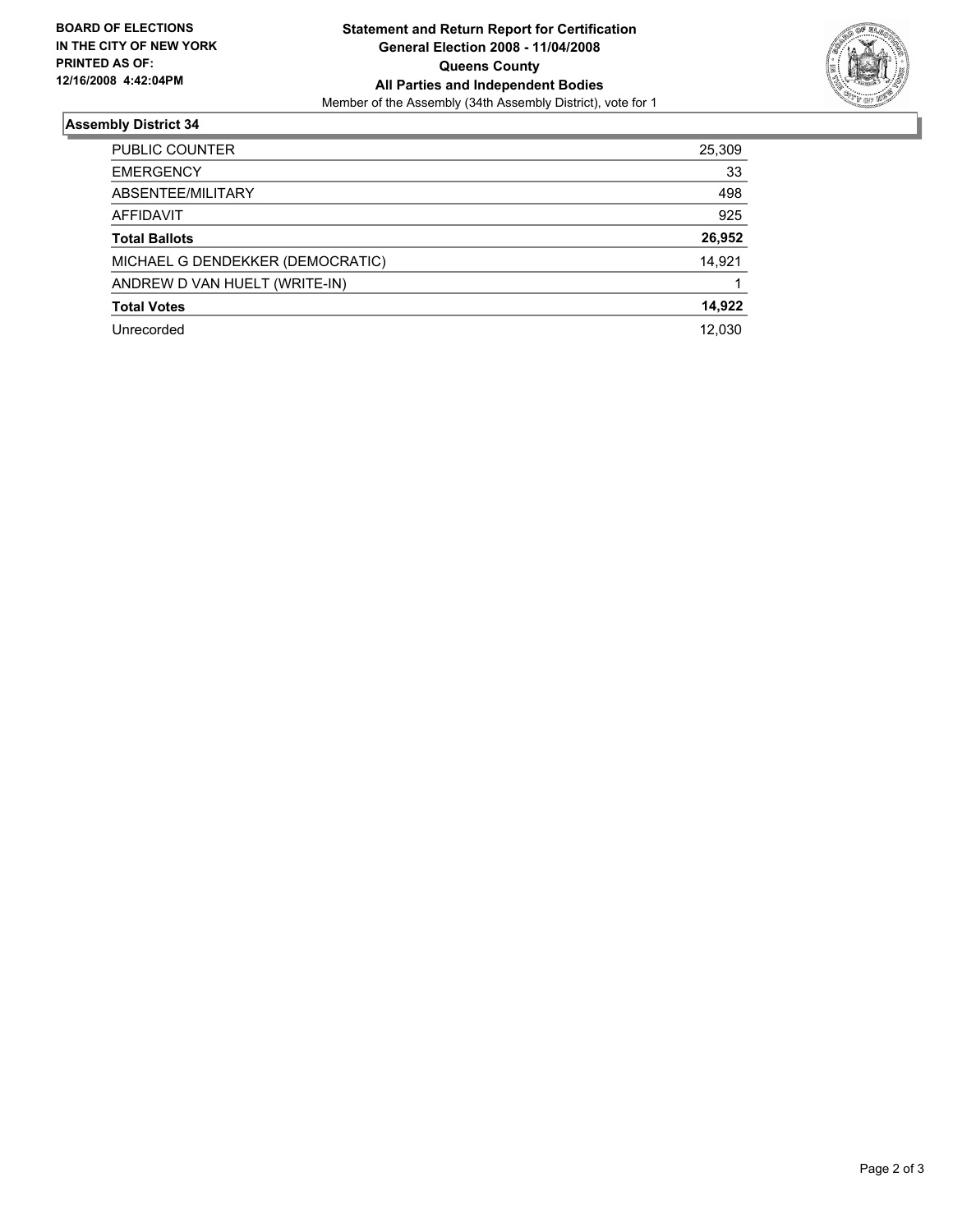**BOARD OF ELECTIONS IN THE CITY OF NEW YORK PRINTED AS OF: 12/16/2008 4:42:04PM**

**Statement and Return Report for Certification**
**General Election 2008 - 11/04/2008**
**Queens County**
**All Parties and Independent Bodies**
Member of the Assembly (34th Assembly District), vote for 1

## Assembly District 34

| | |
|---|---|
| PUBLIC COUNTER | 25,309 |
| EMERGENCY | 33 |
| ABSENTEE/MILITARY | 498 |
| AFFIDAVIT | 925 |
| **Total Ballots** | **26,952** |
| MICHAEL G DENDEKKER (DEMOCRATIC) | 14,921 |
| ANDREW D VAN HUELT (WRITE-IN) | 1 |
| **Total Votes** | **14,922** |
| Unrecorded | 12,030 |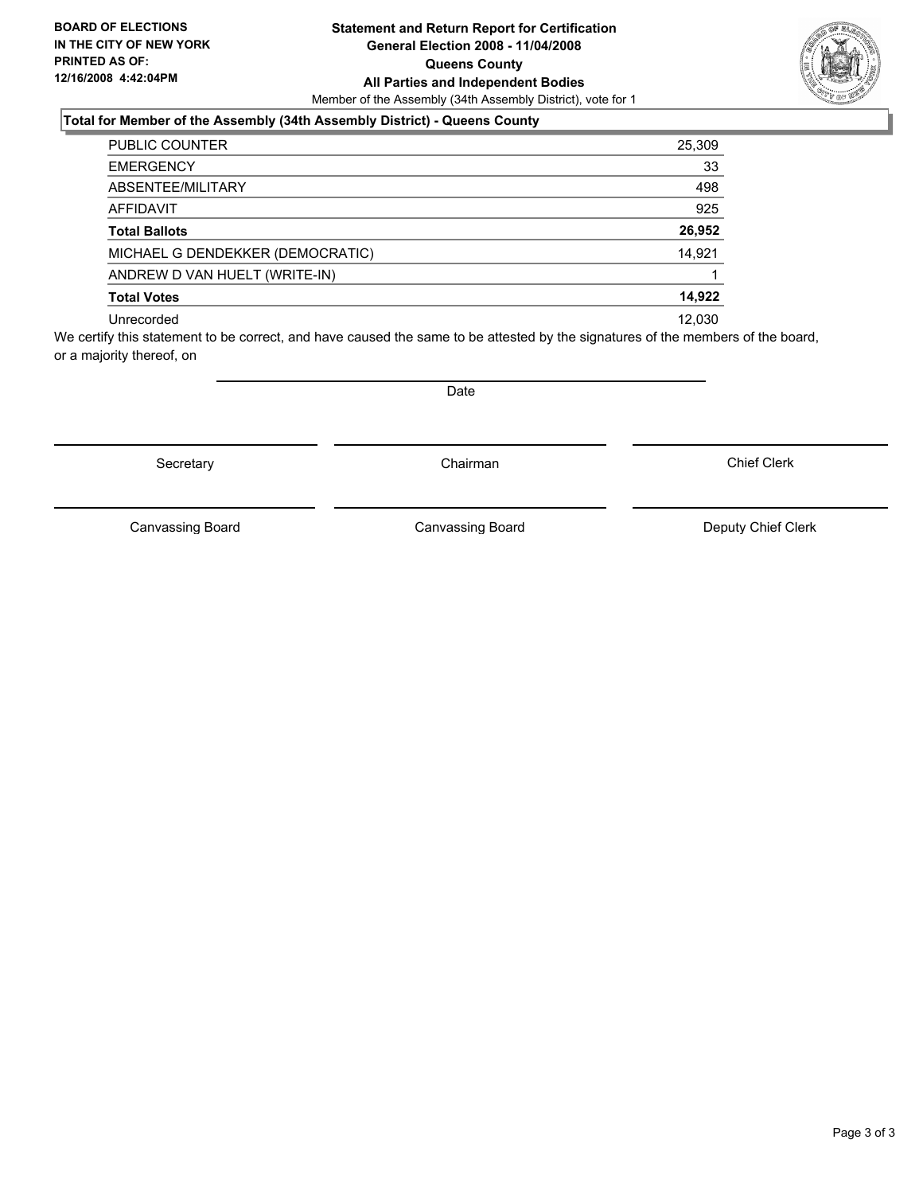**BOARD OF ELECTIONS IN THE CITY OF NEW YORK PRINTED AS OF: 12/16/2008 4:42:04PM**

**Statement and Return Report for Certification**
**General Election 2008 - 11/04/2008**
**Queens County**
**All Parties and Independent Bodies**
Member of the Assembly (34th Assembly District), vote for 1

**Total for Member of the Assembly (34th Assembly District) - Queens County**

| | |
|---|---|
| PUBLIC COUNTER | 25,309 |
| EMERGENCY | 33 |
| ABSENTEE/MILITARY | 498 |
| AFFIDAVIT | 925 |
| **Total Ballots** | **26,952** |
| MICHAEL G DENDEKKER (DEMOCRATIC) | 14,921 |
| ANDREW D VAN HUELT (WRITE-IN) | 1 |
| **Total Votes** | **14,922** |
| Unrecorded | 12,030 |

We certify this statement to be correct, and have caused the same to be attested by the signatures of the members of the board, or a majority thereof, on

Date

Secretary

Chairman

Chief Clerk

Canvassing Board

Canvassing Board

Deputy Chief Clerk